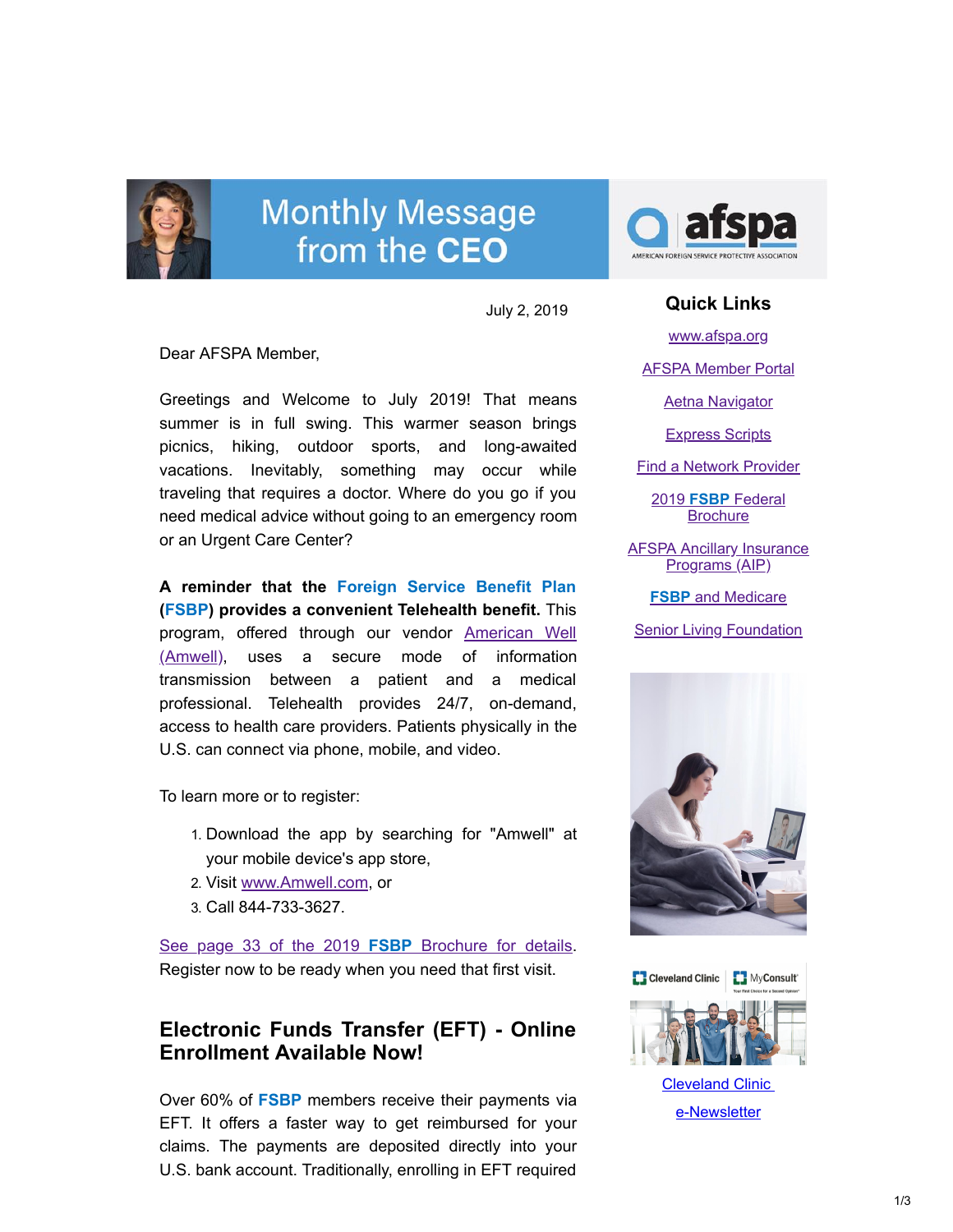# Monthly Message from the CEO

afspa
AMERICAN FOREIGN SERVICE PROTECTIVE ASSOCIATION

July 2, 2019

Dear AFSPA Member,

Greetings and Welcome to July 2019! That means summer is in full swing. This warmer season brings picnics, hiking, outdoor sports, and long-awaited vacations. Inevitably, something may occur while traveling that requires a doctor. Where do you go if you need medical advice without going to an emergency room or an Urgent Care Center?

**A reminder that the Foreign Service Benefit Plan (FSBP) provides a convenient Telehealth benefit.** This program, offered through our vendor American Well (Amwell), uses a secure mode of information transmission between a patient and a medical professional. Telehealth provides 24/7, on-demand, access to health care providers. Patients physically in the U.S. can connect via phone, mobile, and video.

To learn more or to register:

1. Download the app by searching for "Amwell" at your mobile device's app store,
2. Visit www.Amwell.com, or
3. Call 844-733-3627.

See page 33 of the 2019 **FSBP** Brochure for details. Register now to be ready when you need that first visit.

## Electronic Funds Transfer (EFT) - Online Enrollment Available Now!

Over 60% of **FSBP** members receive their payments via EFT. It offers a faster way to get reimbursed for your claims. The payments are deposited directly into your U.S. bank account. Traditionally, enrolling in EFT required

### Quick Links

- www.afspa.org
- AFSPA Member Portal
- Aetna Navigator
- Express Scripts
- Find a Network Provider
- 2019 **FSBP** Federal Brochure
- AFSPA Ancillary Insurance Programs (AIP)
- **FSBP** and Medicare
- Senior Living Foundation

Cleveland Clinic | MyConsult

Cleveland Clinic e-Newsletter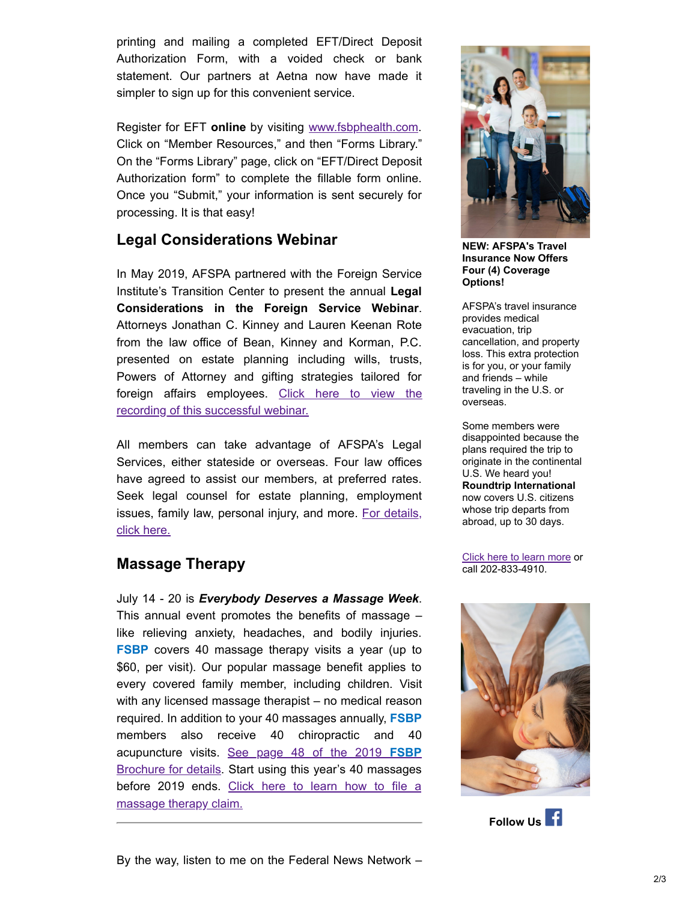printing and mailing a completed EFT/Direct Deposit Authorization Form, with a voided check or bank statement. Our partners at Aetna now have made it simpler to sign up for this convenient service.

Register for EFT **online** by visiting [www.fsbphealth.com](www.fsbphealth.com). Click on "Member Resources," and then "Forms Library." On the "Forms Library" page, click on "EFT/Direct Deposit Authorization form" to complete the fillable form online. Once you "Submit," your information is sent securely for processing. It is that easy!

## Legal Considerations Webinar

In May 2019, AFSPA partnered with the Foreign Service Institute's Transition Center to present the annual **Legal Considerations in the Foreign Service Webinar**. Attorneys Jonathan C. Kinney and Lauren Keenan Rote from the law office of Bean, Kinney and Korman, P.C. presented on estate planning including wills, trusts, Powers of Attorney and gifting strategies tailored for foreign affairs employees. Click here to view the recording of this successful webinar.

All members can take advantage of AFSPA's Legal Services, either stateside or overseas. Four law offices have agreed to assist our members, at preferred rates. Seek legal counsel for estate planning, employment issues, family law, personal injury, and more. For details, click here.

## Massage Therapy

July 14 - 20 is ***Everybody Deserves a Massage Week***. This annual event promotes the benefits of massage – like relieving anxiety, headaches, and bodily injuries. **FSBP** covers 40 massage therapy visits a year (up to $60, per visit). Our popular massage benefit applies to every covered family member, including children. Visit with any licensed massage therapist – no medical reason required. In addition to your 40 massages annually, **FSBP** members also receive 40 chiropractic and 40 acupuncture visits. See page 48 of the 2019 **FSBP** Brochure for details. Start using this year's 40 massages before 2019 ends. Click here to learn how to file a massage therapy claim.

---

By the way, listen to me on the Federal News Network –

**NEW: AFSPA's Travel Insurance Now Offers Four (4) Coverage Options!**

AFSPA's travel insurance provides medical evacuation, trip cancellation, and property loss. This extra protection is for you, or your family and friends – while traveling in the U.S. or overseas.

Some members were disappointed because the plans required the trip to originate in the continental U.S. We heard you! **Roundtrip International** now covers U.S. citizens whose trip departs from abroad, up to 30 days.

Click here to learn more or call 202-833-4910.

**Follow Us**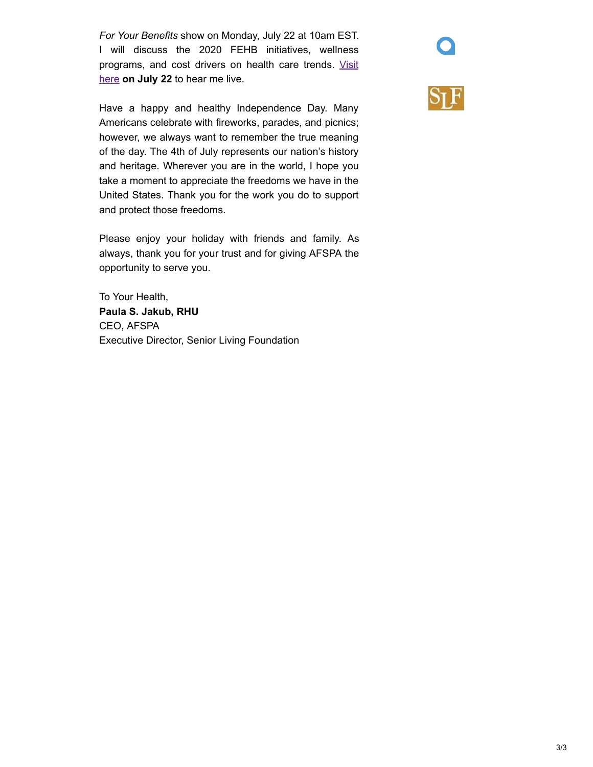*For Your Benefits* show on Monday, July 22 at 10am EST. I will discuss the 2020 FEHB initiatives, wellness programs, and cost drivers on health care trends. Visit here **on July 22** to hear me live.

Have a happy and healthy Independence Day. Many Americans celebrate with fireworks, parades, and picnics; however, we always want to remember the true meaning of the day. The 4th of July represents our nation's history and heritage. Wherever you are in the world, I hope you take a moment to appreciate the freedoms we have in the United States. Thank you for the work you do to support and protect those freedoms.

Please enjoy your holiday with friends and family. As always, thank you for your trust and for giving AFSPA the opportunity to serve you.

To Your Health,
**Paula S. Jakub, RHU**
CEO, AFSPA
Executive Director, Senior Living Foundation